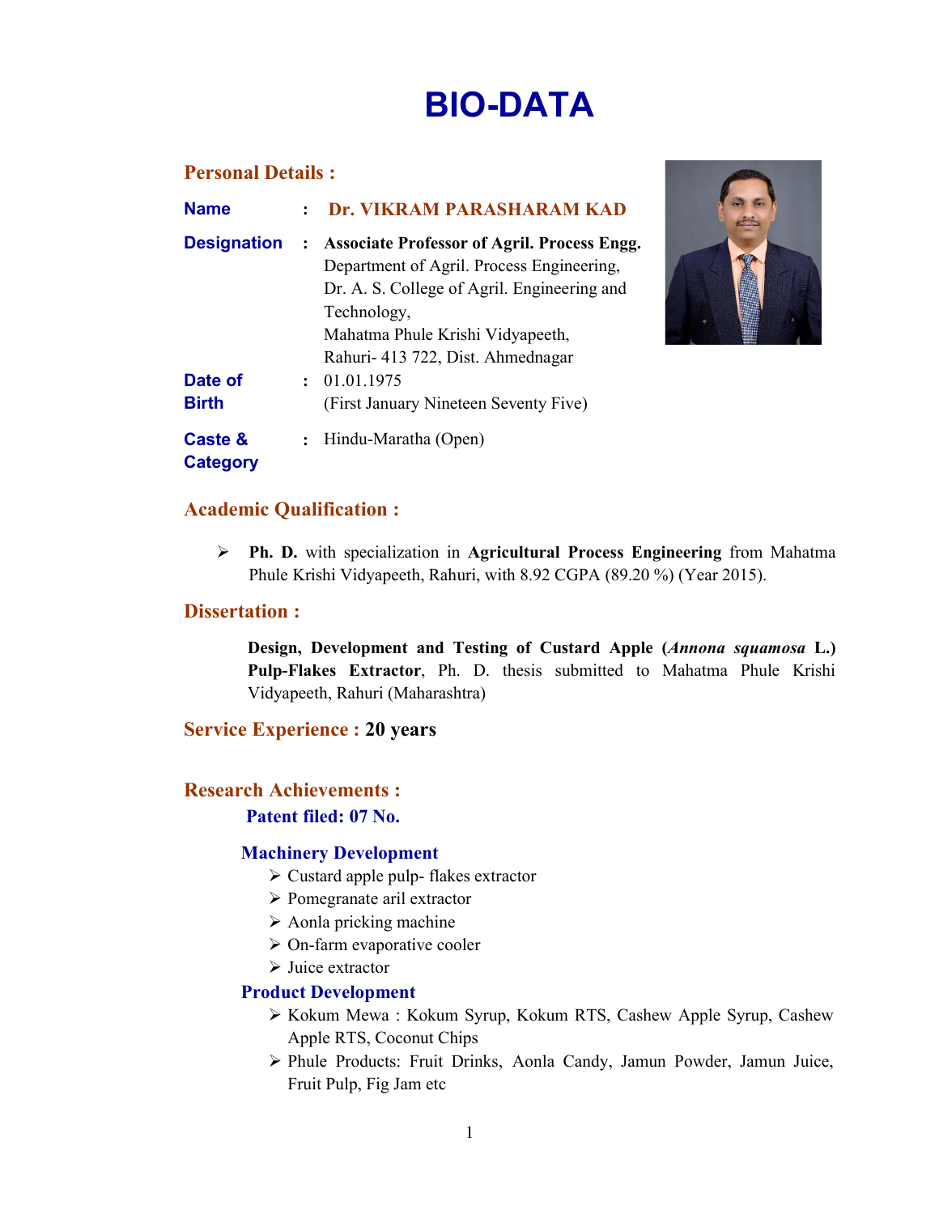# BIO-DATA

## Personal Details :

| | | |
|---|---|---|
| **Name** | : | **Dr. VIKRAM PARASHARAM KAD** |
| **Designation** | : | **Associate Professor of Agril. Process Engg.** Department of Agril. Process Engineering, Dr. A. S. College of Agril. Engineering and Technology, Mahatma Phule Krishi Vidyapeeth, Rahuri- 413 722, Dist. Ahmednagar |
| **Date of Birth** | : | 01.01.1975 (First January Nineteen Seventy Five) |
| **Caste & Category** | : | Hindu-Maratha (Open) |

## Academic Qualification :

- **Ph. D.** with specialization in **Agricultural Process Engineering** from Mahatma Phule Krishi Vidyapeeth, Rahuri, with 8.92 CGPA (89.20 %) (Year 2015).

## Dissertation :

**Design, Development and Testing of Custard Apple (*Annona squamosa* L.) Pulp-Flakes Extractor**, Ph. D. thesis submitted to Mahatma Phule Krishi Vidyapeeth, Rahuri (Maharashtra)

## Service Experience : **20 years**

## Research Achievements :

**Patent filed: 07 No.**

### Machinery Development

- Custard apple pulp- flakes extractor
- Pomegranate aril extractor
- Aonla pricking machine
- On-farm evaporative cooler
- Juice extractor

### Product Development

- Kokum Mewa : Kokum Syrup, Kokum RTS, Cashew Apple Syrup, Cashew Apple RTS, Coconut Chips
- Phule Products: Fruit Drinks, Aonla Candy, Jamun Powder, Jamun Juice, Fruit Pulp, Fig Jam etc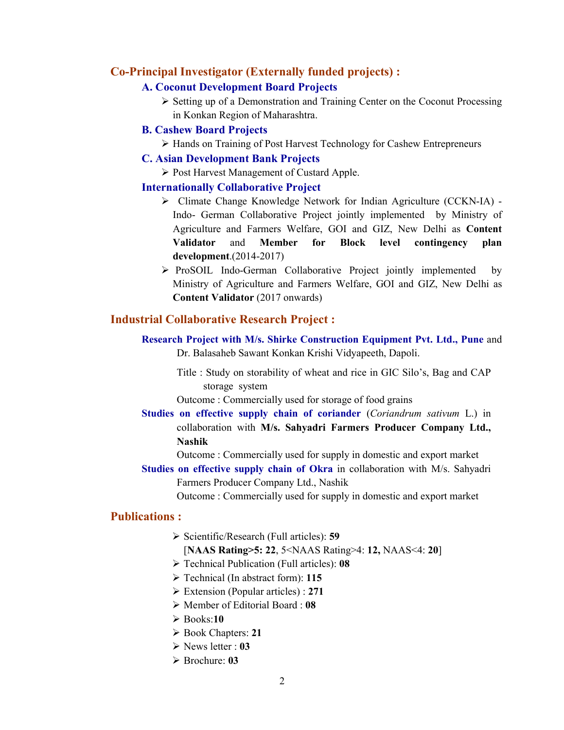## Co-Principal Investigator (Externally funded projects) :

### A. Coconut Development Board Projects

- Setting up of a Demonstration and Training Center on the Coconut Processing in Konkan Region of Maharashtra.

### B. Cashew Board Projects

- Hands on Training of Post Harvest Technology for Cashew Entrepreneurs

### C. Asian Development Bank Projects

- Post Harvest Management of Custard Apple.

### Internationally Collaborative Project

- Climate Change Knowledge Network for Indian Agriculture (CCKN-IA) - Indo- German Collaborative Project jointly implemented by Ministry of Agriculture and Farmers Welfare, GOI and GIZ, New Delhi as **Content Validator** and **Member for Block level contingency plan development**.(2014-2017)
- ProSOIL Indo-German Collaborative Project jointly implemented by Ministry of Agriculture and Farmers Welfare, GOI and GIZ, New Delhi as **Content Validator** (2017 onwards)

## Industrial Collaborative Research Project :

**Research Project with M/s. Shirke Construction Equipment Pvt. Ltd., Pune** and Dr. Balasaheb Sawant Konkan Krishi Vidyapeeth, Dapoli.

Title : Study on storability of wheat and rice in GIC Silo's, Bag and CAP storage system

Outcome : Commercially used for storage of food grains

**Studies on effective supply chain of coriander** (*Coriandrum sativum* L.) in collaboration with **M/s. Sahyadri Farmers Producer Company Ltd., Nashik**

Outcome : Commercially used for supply in domestic and export market

**Studies on effective supply chain of Okra** in collaboration with M/s. Sahyadri Farmers Producer Company Ltd., Nashik

Outcome : Commercially used for supply in domestic and export market

## Publications :

- Scientific/Research (Full articles): **59**
  [**NAAS Rating>5: 22**, 5<NAAS Rating>4: **12,** NAAS<4: **20**]
- Technical Publication (Full articles): **08**
- Technical (In abstract form): **115**
- Extension (Popular articles) : **271**
- Member of Editorial Board : **08**
- Books:**10**
- Book Chapters: **21**
- News letter : **03**
- Brochure: **03**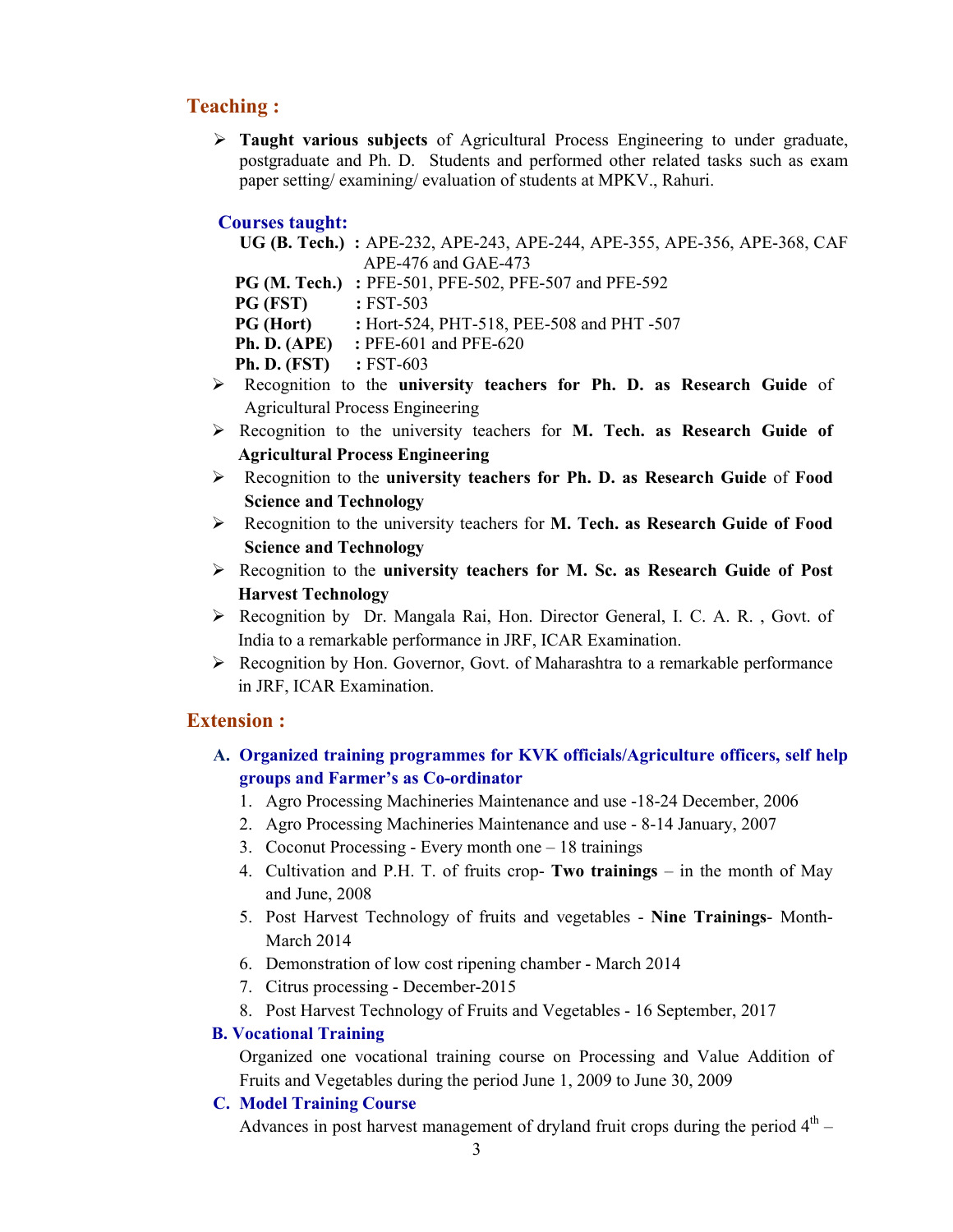## Teaching :

- **Taught various subjects** of Agricultural Process Engineering to under graduate, postgraduate and Ph. D. Students and performed other related tasks such as exam paper setting/ examining/ evaluation of students at MPKV., Rahuri.

### Courses taught:

**UG (B. Tech.)** : APE-232, APE-243, APE-244, APE-355, APE-356, APE-368, CAF APE-476 and GAE-473
**PG (M. Tech.)** : PFE-501, PFE-502, PFE-507 and PFE-592
**PG (FST)** : FST-503
**PG (Hort)** : Hort-524, PHT-518, PEE-508 and PHT -507
**Ph. D. (APE)** : PFE-601 and PFE-620
**Ph. D. (FST)** : FST-603

- Recognition to the **university teachers for Ph. D. as Research Guide** of Agricultural Process Engineering
- Recognition to the university teachers for **M. Tech. as Research Guide of Agricultural Process Engineering**
- Recognition to the **university teachers for Ph. D. as Research Guide** of **Food Science and Technology**
- Recognition to the university teachers for **M. Tech. as Research Guide of Food Science and Technology**
- Recognition to the **university teachers for M. Sc. as Research Guide of Post Harvest Technology**
- Recognition by Dr. Mangala Rai, Hon. Director General, I. C. A. R. , Govt. of India to a remarkable performance in JRF, ICAR Examination.
- Recognition by Hon. Governor, Govt. of Maharashtra to a remarkable performance in JRF, ICAR Examination.

## Extension :

### A. Organized training programmes for KVK officials/Agriculture officers, self help groups and Farmer's as Co-ordinator

1. Agro Processing Machineries Maintenance and use -18-24 December, 2006
2. Agro Processing Machineries Maintenance and use - 8-14 January, 2007
3. Coconut Processing - Every month one – 18 trainings
4. Cultivation and P.H. T. of fruits crop- **Two trainings** – in the month of May and June, 2008
5. Post Harvest Technology of fruits and vegetables - **Nine Trainings**- Month- March 2014
6. Demonstration of low cost ripening chamber - March 2014
7. Citrus processing - December-2015
8. Post Harvest Technology of Fruits and Vegetables - 16 September, 2017

### B. Vocational Training

Organized one vocational training course on Processing and Value Addition of Fruits and Vegetables during the period June 1, 2009 to June 30, 2009

### C. Model Training Course

Advances in post harvest management of dryland fruit crops during the period 4th –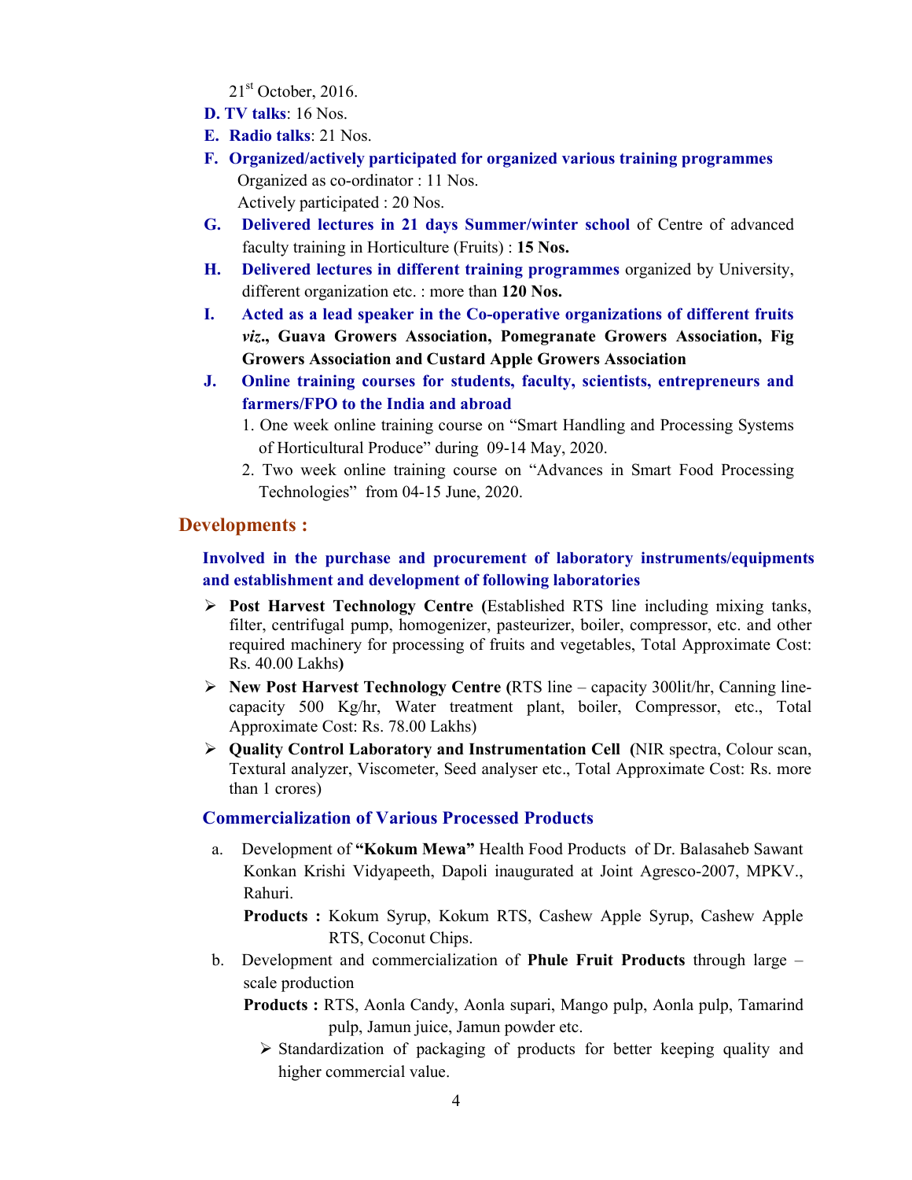21st October, 2016.

**D. TV talks**: 16 Nos.

**E. Radio talks**: 21 Nos.

**F. Organized/actively participated for organized various training programmes**

Organized as co-ordinator : 11 Nos.

Actively participated : 20 Nos.

**G. Delivered lectures in 21 days Summer/winter school** of Centre of advanced faculty training in Horticulture (Fruits) : **15 Nos.**

**H. Delivered lectures in different training programmes** organized by University, different organization etc. : more than **120 Nos.**

**I. Acted as a lead speaker in the Co-operative organizations of different fruits** ***viz*., Guava Growers Association, Pomegranate Growers Association, Fig Growers Association and Custard Apple Growers Association**

**J. Online training courses for students, faculty, scientists, entrepreneurs and farmers/FPO to the India and abroad**

1. One week online training course on "Smart Handling and Processing Systems of Horticultural Produce" during 09-14 May, 2020.
2. Two week online training course on "Advances in Smart Food Processing Technologies" from 04-15 June, 2020.

## Developments :

**Involved in the purchase and procurement of laboratory instruments/equipments and establishment and development of following laboratories**

- **Post Harvest Technology Centre (**Established RTS line including mixing tanks, filter, centrifugal pump, homogenizer, pasteurizer, boiler, compressor, etc. and other required machinery for processing of fruits and vegetables, Total Approximate Cost: Rs. 40.00 Lakhs**)**
- **New Post Harvest Technology Centre (**RTS line – capacity 300lit/hr, Canning line-capacity 500 Kg/hr, Water treatment plant, boiler, Compressor, etc., Total Approximate Cost: Rs. 78.00 Lakhs)
- **Quality Control Laboratory and Instrumentation Cell (**NIR spectra, Colour scan, Textural analyzer, Viscometer, Seed analyser etc., Total Approximate Cost: Rs. more than 1 crores)

### Commercialization of Various Processed Products

a. Development of **"Kokum Mewa"** Health Food Products of Dr. Balasaheb Sawant Konkan Krishi Vidyapeeth, Dapoli inaugurated at Joint Agresco-2007, MPKV., Rahuri.

**Products :** Kokum Syrup, Kokum RTS, Cashew Apple Syrup, Cashew Apple RTS, Coconut Chips.

b. Development and commercialization of **Phule Fruit Products** through large – scale production

**Products :** RTS, Aonla Candy, Aonla supari, Mango pulp, Aonla pulp, Tamarind pulp, Jamun juice, Jamun powder etc.

- Standardization of packaging of products for better keeping quality and higher commercial value.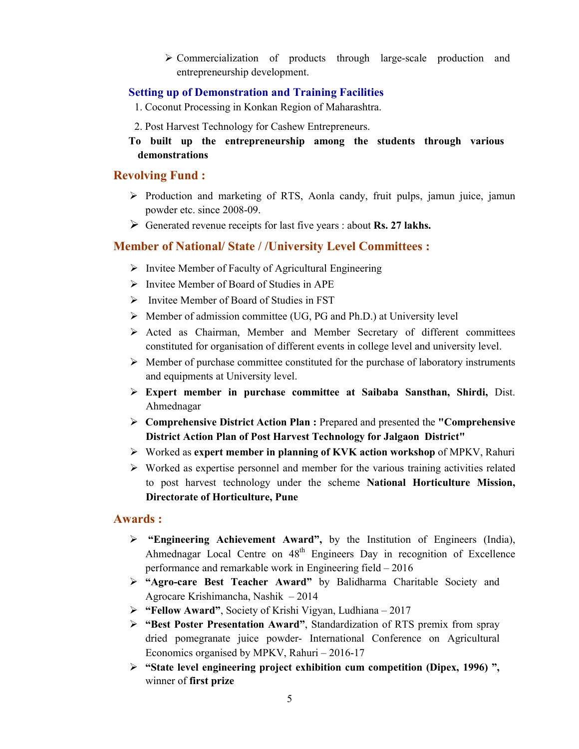- Commercialization of products through large-scale production and entrepreneurship development.

### Setting up of Demonstration and Training Facilities

1. Coconut Processing in Konkan Region of Maharashtra.
2. Post Harvest Technology for Cashew Entrepreneurs.

**To built up the entrepreneurship among the students through various demonstrations**

## Revolving Fund :

- Production and marketing of RTS, Aonla candy, fruit pulps, jamun juice, jamun powder etc. since 2008-09.
- Generated revenue receipts for last five years : about **Rs. 27 lakhs.**

## Member of National/ State / /University Level Committees :

- Invitee Member of Faculty of Agricultural Engineering
- Invitee Member of Board of Studies in APE
- Invitee Member of Board of Studies in FST
- Member of admission committee (UG, PG and Ph.D.) at University level
- Acted as Chairman, Member and Member Secretary of different committees constituted for organisation of different events in college level and university level.
- Member of purchase committee constituted for the purchase of laboratory instruments and equipments at University level.
- **Expert member in purchase committee at Saibaba Sansthan, Shirdi,** Dist. Ahmednagar
- **Comprehensive District Action Plan :** Prepared and presented the **"Comprehensive District Action Plan of Post Harvest Technology for Jalgaon District"**
- Worked as **expert member in planning of KVK action workshop** of MPKV, Rahuri
- Worked as expertise personnel and member for the various training activities related to post harvest technology under the scheme **National Horticulture Mission, Directorate of Horticulture, Pune**

## Awards :

- **"Engineering Achievement Award",** by the Institution of Engineers (India), Ahmednagar Local Centre on 48th Engineers Day in recognition of Excellence performance and remarkable work in Engineering field – 2016
- **"Agro-care Best Teacher Award"** by Balidharma Charitable Society and Agrocare Krishimancha, Nashik – 2014
- **"Fellow Award"**, Society of Krishi Vigyan, Ludhiana – 2017
- **"Best Poster Presentation Award"**, Standardization of RTS premix from spray dried pomegranate juice powder- International Conference on Agricultural Economics organised by MPKV, Rahuri – 2016-17
- **"State level engineering project exhibition cum competition (Dipex, 1996) ",** winner of **first prize**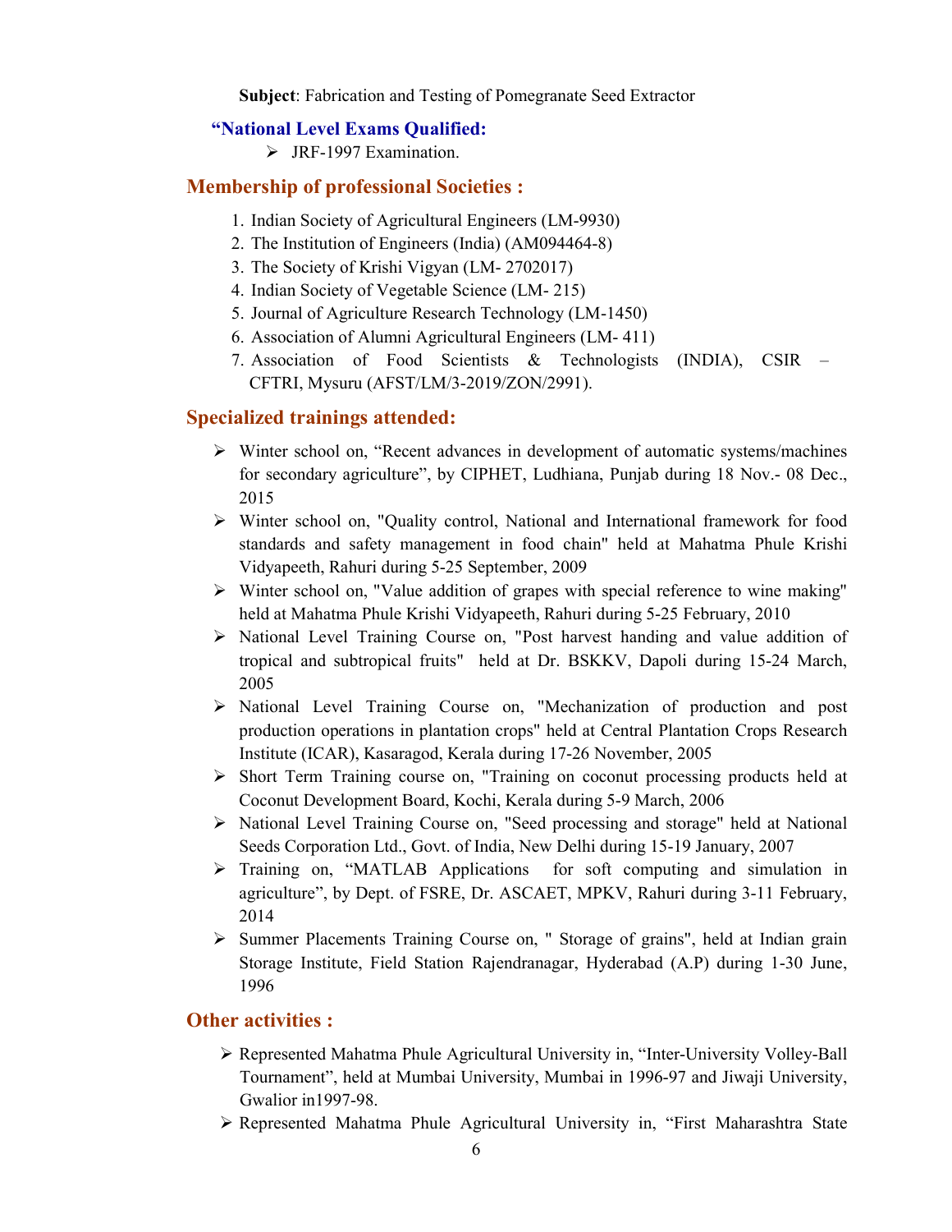**Subject**: Fabrication and Testing of Pomegranate Seed Extractor

**"National Level Exams Qualified:**

- JRF-1997 Examination.

## Membership of professional Societies :

1. Indian Society of Agricultural Engineers (LM-9930)
2. The Institution of Engineers (India) (AM094464-8)
3. The Society of Krishi Vigyan (LM- 2702017)
4. Indian Society of Vegetable Science (LM- 215)
5. Journal of Agriculture Research Technology (LM-1450)
6. Association of Alumni Agricultural Engineers (LM- 411)
7. Association of Food Scientists & Technologists (INDIA), CSIR – CFTRI, Mysuru (AFST/LM/3-2019/ZON/2991).

## Specialized trainings attended:

- Winter school on, "Recent advances in development of automatic systems/machines for secondary agriculture", by CIPHET, Ludhiana, Punjab during 18 Nov.- 08 Dec., 2015
- Winter school on, "Quality control, National and International framework for food standards and safety management in food chain" held at Mahatma Phule Krishi Vidyapeeth, Rahuri during 5-25 September, 2009
- Winter school on, "Value addition of grapes with special reference to wine making" held at Mahatma Phule Krishi Vidyapeeth, Rahuri during 5-25 February, 2010
- National Level Training Course on, "Post harvest handing and value addition of tropical and subtropical fruits" held at Dr. BSKKV, Dapoli during 15-24 March, 2005
- National Level Training Course on, "Mechanization of production and post production operations in plantation crops" held at Central Plantation Crops Research Institute (ICAR), Kasaragod, Kerala during 17-26 November, 2005
- Short Term Training course on, "Training on coconut processing products held at Coconut Development Board, Kochi, Kerala during 5-9 March, 2006
- National Level Training Course on, "Seed processing and storage" held at National Seeds Corporation Ltd., Govt. of India, New Delhi during 15-19 January, 2007
- Training on, "MATLAB Applications for soft computing and simulation in agriculture", by Dept. of FSRE, Dr. ASCAET, MPKV, Rahuri during 3-11 February, 2014
- Summer Placements Training Course on, " Storage of grains", held at Indian grain Storage Institute, Field Station Rajendranagar, Hyderabad (A.P) during 1-30 June, 1996

## Other activities :

- Represented Mahatma Phule Agricultural University in, "Inter-University Volley-Ball Tournament", held at Mumbai University, Mumbai in 1996-97 and Jiwaji University, Gwalior in1997-98.
- Represented Mahatma Phule Agricultural University in, "First Maharashtra State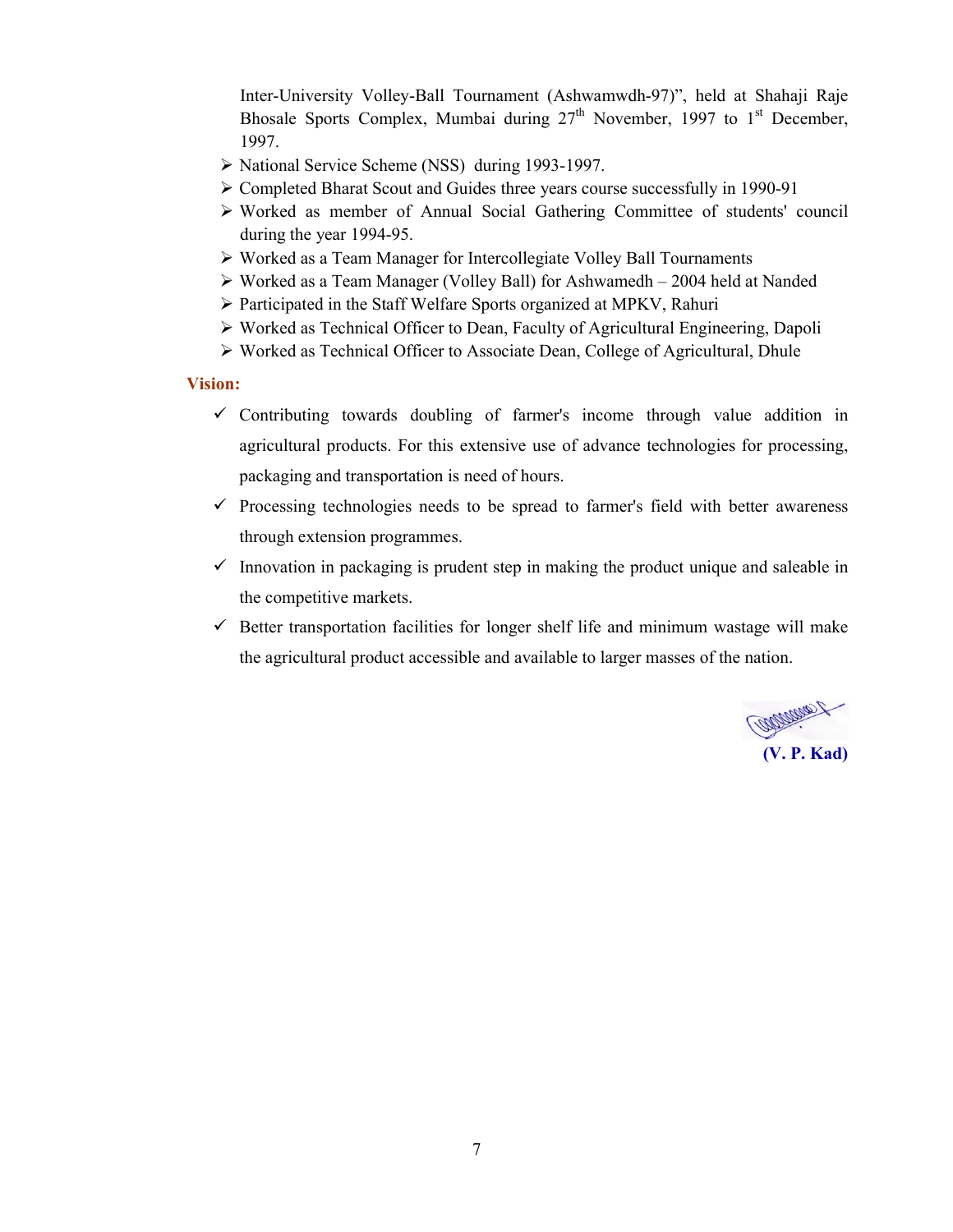Inter-University Volley-Ball Tournament (Ashwamwdh-97)", held at Shahaji Raje Bhosale Sports Complex, Mumbai during 27th November, 1997 to 1st December, 1997.

- National Service Scheme (NSS) during 1993-1997.
- Completed Bharat Scout and Guides three years course successfully in 1990-91
- Worked as member of Annual Social Gathering Committee of students' council during the year 1994-95.
- Worked as a Team Manager for Intercollegiate Volley Ball Tournaments
- Worked as a Team Manager (Volley Ball) for Ashwamedh – 2004 held at Nanded
- Participated in the Staff Welfare Sports organized at MPKV, Rahuri
- Worked as Technical Officer to Dean, Faculty of Agricultural Engineering, Dapoli
- Worked as Technical Officer to Associate Dean, College of Agricultural, Dhule

**Vision:**

- ✓ Contributing towards doubling of farmer's income through value addition in agricultural products. For this extensive use of advance technologies for processing, packaging and transportation is need of hours.
- ✓ Processing technologies needs to be spread to farmer's field with better awareness through extension programmes.
- ✓ Innovation in packaging is prudent step in making the product unique and saleable in the competitive markets.
- ✓ Better transportation facilities for longer shelf life and minimum wastage will make the agricultural product accessible and available to larger masses of the nation.

**(V. P. Kad)**